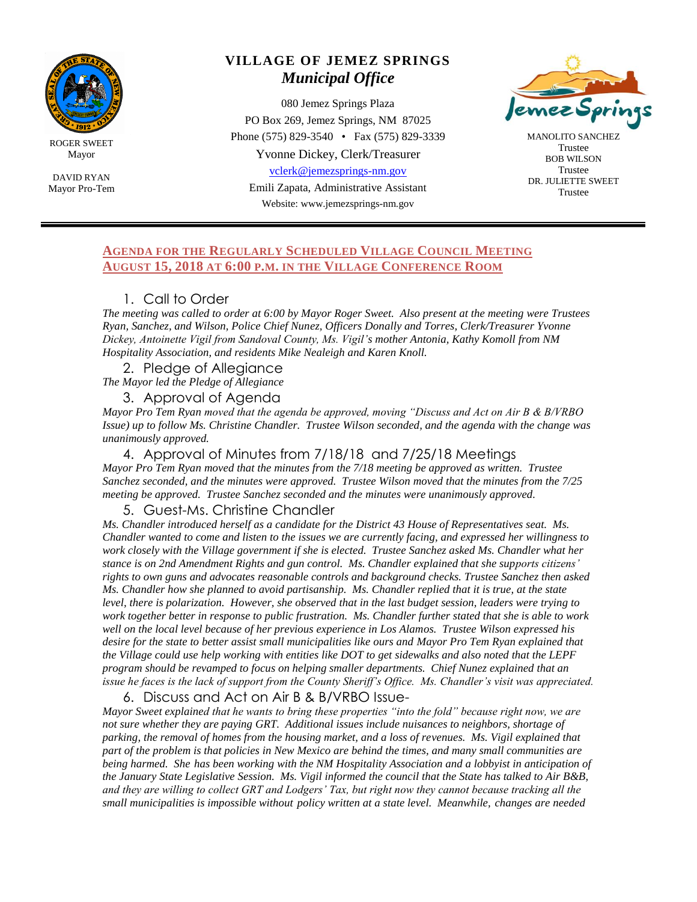ROGER SWEET
Mayor

DAVID RYAN
Mayor Pro-Tem

# VILLAGE OF JEMEZ SPRINGS
## *Municipal Office*

080 Jemez Springs Plaza
PO Box 269, Jemez Springs, NM 87025
Phone (575) 829-3540 • Fax (575) 829-3339
Yvonne Dickey, Clerk/Treasurer
vclerk@jemezsprings-nm.gov
Emili Zapata, Administrative Assistant
Website: www.jemezsprings-nm.gov

MANOLITO SANCHEZ
Trustee
BOB WILSON
Trustee
DR. JULIETTE SWEET
Trustee

---

**AGENDA FOR THE REGULARLY SCHEDULED VILLAGE COUNCIL MEETING**
**AUGUST 15, 2018 AT 6:00 P.M. IN THE VILLAGE CONFERENCE ROOM**

1. Call to Order

*The meeting was called to order at 6:00 by Mayor Roger Sweet. Also present at the meeting were Trustees Ryan, Sanchez, and Wilson, Police Chief Nunez, Officers Donally and Torres, Clerk/Treasurer Yvonne Dickey, Antoinette Vigil from Sandoval County, Ms. Vigil's mother Antonia, Kathy Komoll from NM Hospitality Association, and residents Mike Nealeigh and Karen Knoll.*

2. Pledge of Allegiance

*The Mayor led the Pledge of Allegiance*

3. Approval of Agenda

*Mayor Pro Tem Ryan moved that the agenda be approved, moving "Discuss and Act on Air B & B/VRBO Issue) up to follow Ms. Christine Chandler. Trustee Wilson seconded, and the agenda with the change was unanimously approved.*

4. Approval of Minutes from 7/18/18 and 7/25/18 Meetings

*Mayor Pro Tem Ryan moved that the minutes from the 7/18 meeting be approved as written. Trustee Sanchez seconded, and the minutes were approved. Trustee Wilson moved that the minutes from the 7/25 meeting be approved. Trustee Sanchez seconded and the minutes were unanimously approved.*

5. Guest-Ms. Christine Chandler

*Ms. Chandler introduced herself as a candidate for the District 43 House of Representatives seat. Ms. Chandler wanted to come and listen to the issues we are currently facing, and expressed her willingness to work closely with the Village government if she is elected. Trustee Sanchez asked Ms. Chandler what her stance is on 2nd Amendment Rights and gun control. Ms. Chandler explained that she supports citizens' rights to own guns and advocates reasonable controls and background checks. Trustee Sanchez then asked Ms. Chandler how she planned to avoid partisanship. Ms. Chandler replied that it is true, at the state level, there is polarization. However, she observed that in the last budget session, leaders were trying to work together better in response to public frustration. Ms. Chandler further stated that she is able to work well on the local level because of her previous experience in Los Alamos. Trustee Wilson expressed his desire for the state to better assist small municipalities like ours and Mayor Pro Tem Ryan explained that the Village could use help working with entities like DOT to get sidewalks and also noted that the LEPF program should be revamped to focus on helping smaller departments. Chief Nunez explained that an issue he faces is the lack of support from the County Sheriff's Office. Ms. Chandler's visit was appreciated.*

6. Discuss and Act on Air B & B/VRBO Issue-

*Mayor Sweet explained that he wants to bring these properties "into the fold" because right now, we are not sure whether they are paying GRT. Additional issues include nuisances to neighbors, shortage of parking, the removal of homes from the housing market, and a loss of revenues. Ms. Vigil explained that part of the problem is that policies in New Mexico are behind the times, and many small communities are being harmed. She has been working with the NM Hospitality Association and a lobbyist in anticipation of the January State Legislative Session. Ms. Vigil informed the council that the State has talked to Air B&B, and they are willing to collect GRT and Lodgers' Tax, but right now they cannot because tracking all the small municipalities is impossible without policy written at a state level. Meanwhile, changes are needed*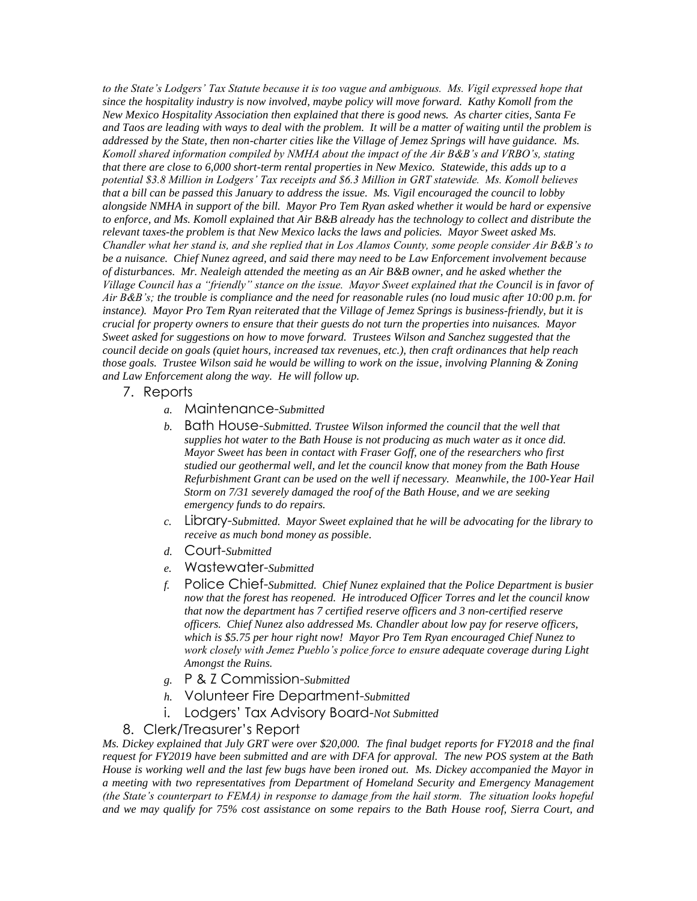*to the State's Lodgers' Tax Statute because it is too vague and ambiguous. Ms. Vigil expressed hope that since the hospitality industry is now involved, maybe policy will move forward. Kathy Komoll from the New Mexico Hospitality Association then explained that there is good news. As charter cities, Santa Fe and Taos are leading with ways to deal with the problem. It will be a matter of waiting until the problem is addressed by the State, then non-charter cities like the Village of Jemez Springs will have guidance. Ms. Komoll shared information compiled by NMHA about the impact of the Air B&B's and VRBO's, stating that there are close to 6,000 short-term rental properties in New Mexico. Statewide, this adds up to a potential $3.8 Million in Lodgers' Tax receipts and $6.3 Million in GRT statewide. Ms. Komoll believes that a bill can be passed this January to address the issue. Ms. Vigil encouraged the council to lobby alongside NMHA in support of the bill. Mayor Pro Tem Ryan asked whether it would be hard or expensive to enforce, and Ms. Komoll explained that Air B&B already has the technology to collect and distribute the relevant taxes-the problem is that New Mexico lacks the laws and policies. Mayor Sweet asked Ms. Chandler what her stand is, and she replied that in Los Alamos County, some people consider Air B&B's to be a nuisance. Chief Nunez agreed, and said there may need to be Law Enforcement involvement because of disturbances. Mr. Nealeigh attended the meeting as an Air B&B owner, and he asked whether the Village Council has a "friendly" stance on the issue. Mayor Sweet explained that the Council is in favor of Air B&B's; the trouble is compliance and the need for reasonable rules (no loud music after 10:00 p.m. for instance). Mayor Pro Tem Ryan reiterated that the Village of Jemez Springs is business-friendly, but it is crucial for property owners to ensure that their guests do not turn the properties into nuisances. Mayor Sweet asked for suggestions on how to move forward. Trustees Wilson and Sanchez suggested that the council decide on goals (quiet hours, increased tax revenues, etc.), then craft ordinances that help reach those goals. Trustee Wilson said he would be willing to work on the issue, involving Planning & Zoning and Law Enforcement along the way. He will follow up.*

7. Reports
   a. Maintenance-*Submitted*
   b. Bath House-*Submitted. Trustee Wilson informed the council that the well that supplies hot water to the Bath House is not producing as much water as it once did. Mayor Sweet has been in contact with Fraser Goff, one of the researchers who first studied our geothermal well, and let the council know that money from the Bath House Refurbishment Grant can be used on the well if necessary. Meanwhile, the 100-Year Hail Storm on 7/31 severely damaged the roof of the Bath House, and we are seeking emergency funds to do repairs.*
   c. Library-*Submitted. Mayor Sweet explained that he will be advocating for the library to receive as much bond money as possible.*
   d. Court-*Submitted*
   e. Wastewater-*Submitted*
   f. Police Chief-*Submitted. Chief Nunez explained that the Police Department is busier now that the forest has reopened. He introduced Officer Torres and let the council know that now the department has 7 certified reserve officers and 3 non-certified reserve officers. Chief Nunez also addressed Ms. Chandler about low pay for reserve officers, which is $5.75 per hour right now! Mayor Pro Tem Ryan encouraged Chief Nunez to work closely with Jemez Pueblo's police force to ensure adequate coverage during Light Amongst the Ruins.*
   g. P & Z Commission-*Submitted*
   h. Volunteer Fire Department-*Submitted*
   i. Lodgers' Tax Advisory Board-*Not Submitted*

8. Clerk/Treasurer's Report

*Ms. Dickey explained that July GRT were over $20,000. The final budget reports for FY2018 and the final request for FY2019 have been submitted and are with DFA for approval. The new POS system at the Bath House is working well and the last few bugs have been ironed out. Ms. Dickey accompanied the Mayor in a meeting with two representatives from Department of Homeland Security and Emergency Management (the State's counterpart to FEMA) in response to damage from the hail storm. The situation looks hopeful and we may qualify for 75% cost assistance on some repairs to the Bath House roof, Sierra Court, and*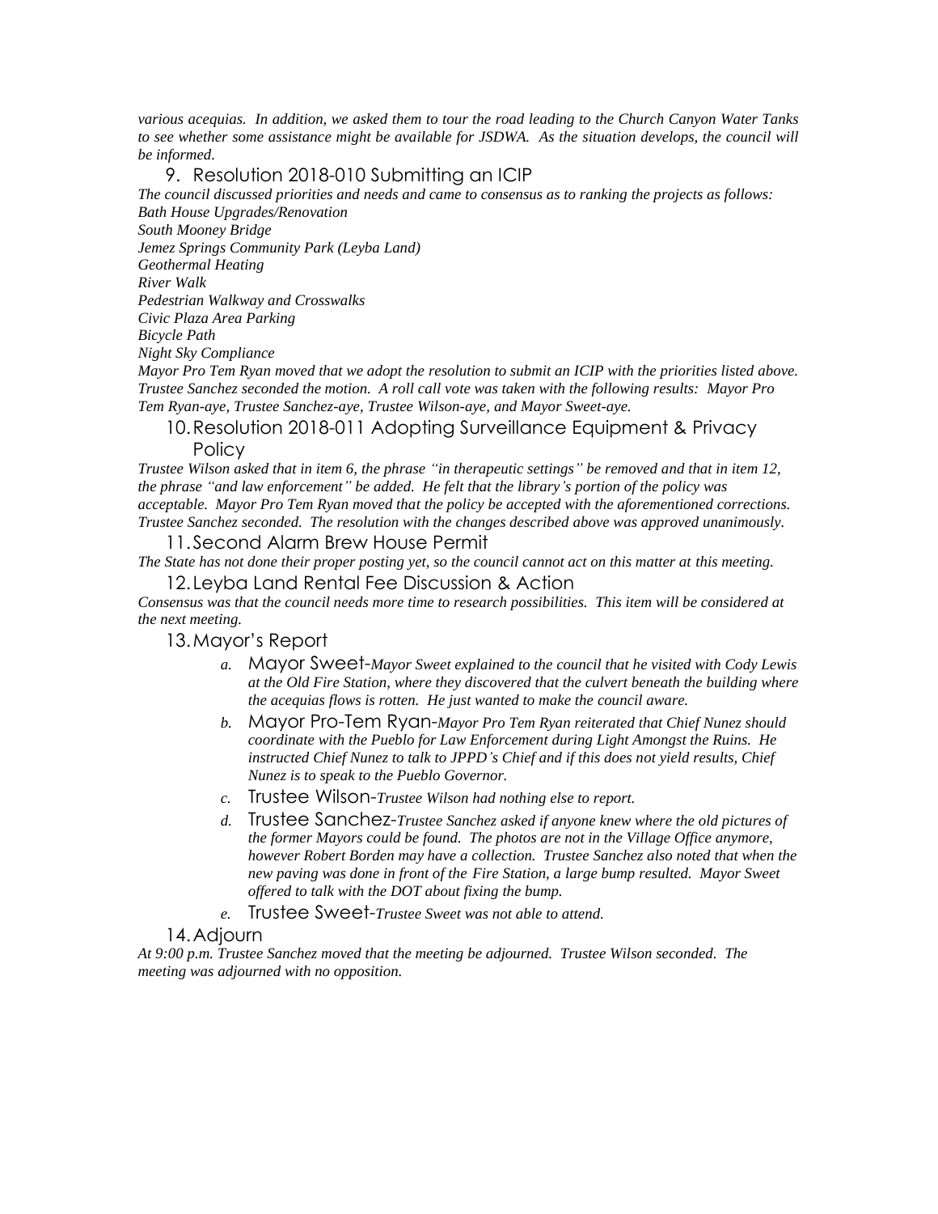*various acequias. In addition, we asked them to tour the road leading to the Church Canyon Water Tanks to see whether some assistance might be available for JSDWA. As the situation develops, the council will be informed.*

9. Resolution 2018-010 Submitting an ICIP

*The council discussed priorities and needs and came to consensus as to ranking the projects as follows:*
*Bath House Upgrades/Renovation*
*South Mooney Bridge*
*Jemez Springs Community Park (Leyba Land)*
*Geothermal Heating*
*River Walk*
*Pedestrian Walkway and Crosswalks*
*Civic Plaza Area Parking*
*Bicycle Path*
*Night Sky Compliance*
*Mayor Pro Tem Ryan moved that we adopt the resolution to submit an ICIP with the priorities listed above. Trustee Sanchez seconded the motion. A roll call vote was taken with the following results: Mayor Pro Tem Ryan-aye, Trustee Sanchez-aye, Trustee Wilson-aye, and Mayor Sweet-aye.*

10. Resolution 2018-011 Adopting Surveillance Equipment & Privacy Policy

*Trustee Wilson asked that in item 6, the phrase "in therapeutic settings" be removed and that in item 12, the phrase "and law enforcement" be added. He felt that the library's portion of the policy was acceptable. Mayor Pro Tem Ryan moved that the policy be accepted with the aforementioned corrections. Trustee Sanchez seconded. The resolution with the changes described above was approved unanimously.*

11. Second Alarm Brew House Permit

*The State has not done their proper posting yet, so the council cannot act on this matter at this meeting.*

12. Leyba Land Rental Fee Discussion & Action

*Consensus was that the council needs more time to research possibilities. This item will be considered at the next meeting.*

13. Mayor's Report

a. Mayor Sweet-*Mayor Sweet explained to the council that he visited with Cody Lewis at the Old Fire Station, where they discovered that the culvert beneath the building where the acequias flows is rotten. He just wanted to make the council aware.*

b. Mayor Pro-Tem Ryan-*Mayor Pro Tem Ryan reiterated that Chief Nunez should coordinate with the Pueblo for Law Enforcement during Light Amongst the Ruins. He instructed Chief Nunez to talk to JPPD's Chief and if this does not yield results, Chief Nunez is to speak to the Pueblo Governor.*

c. Trustee Wilson-*Trustee Wilson had nothing else to report.*

d. Trustee Sanchez-*Trustee Sanchez asked if anyone knew where the old pictures of the former Mayors could be found. The photos are not in the Village Office anymore, however Robert Borden may have a collection. Trustee Sanchez also noted that when the new paving was done in front of the Fire Station, a large bump resulted. Mayor Sweet offered to talk with the DOT about fixing the bump.*

e. Trustee Sweet-*Trustee Sweet was not able to attend.*

14. Adjourn

*At 9:00 p.m. Trustee Sanchez moved that the meeting be adjourned. Trustee Wilson seconded. The meeting was adjourned with no opposition.*